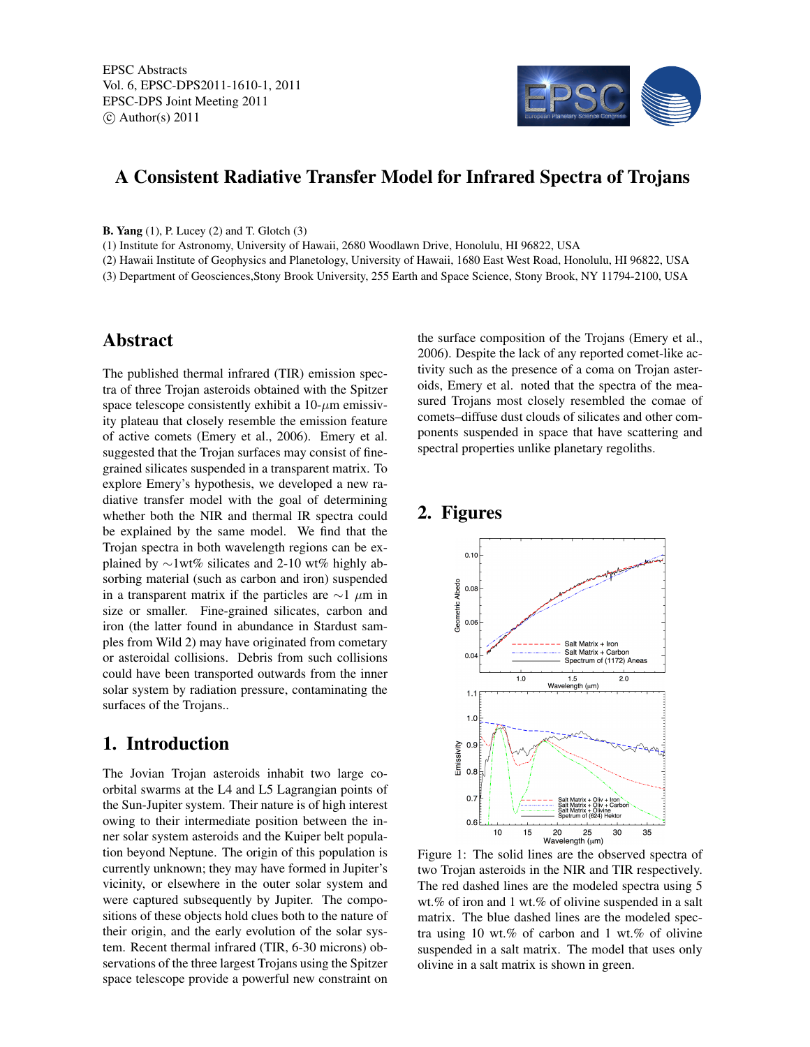# A Consistent Radiative Transfer Model for Infrared Spectra of Trojans

**B. Yang** (1), P. Lucey (2) and T. Glotch (3)

(1) Institute for Astronomy, University of Hawaii, 2680 Woodlawn Drive, Honolulu, HI 96822, USA

(2) Hawaii Institute of Geophysics and Planetology, University of Hawaii, 1680 East West Road, Honolulu, HI 96822, USA

(3) Department of Geosciences,Stony Brook University, 255 Earth and Space Science, Stony Brook, NY 11794-2100, USA

## Abstract

The published thermal infrared (TIR) emission spectra of three Trojan asteroids obtained with the Spitzer space telescope consistently exhibit a 10-$\mu$m emissivity plateau that closely resemble the emission feature of active comets (Emery et al., 2006). Emery et al. suggested that the Trojan surfaces may consist of fine-grained silicates suspended in a transparent matrix. To explore Emery's hypothesis, we developed a new radiative transfer model with the goal of determining whether both the NIR and thermal IR spectra could be explained by the same model. We find that the Trojan spectra in both wavelength regions can be explained by ∼1wt% silicates and 2-10 wt% highly absorbing material (such as carbon and iron) suspended in a transparent matrix if the particles are ∼1 $\mu$m in size or smaller. Fine-grained silicates, carbon and iron (the latter found in abundance in Stardust samples from Wild 2) may have originated from cometary or asteroidal collisions. Debris from such collisions could have been transported outwards from the inner solar system by radiation pressure, contaminating the surfaces of the Trojans..

## 1. Introduction

The Jovian Trojan asteroids inhabit two large co-orbital swarms at the L4 and L5 Lagrangian points of the Sun-Jupiter system. Their nature is of high interest owing to their intermediate position between the inner solar system asteroids and the Kuiper belt population beyond Neptune. The origin of this population is currently unknown; they may have formed in Jupiter's vicinity, or elsewhere in the outer solar system and were captured subsequently by Jupiter. The compositions of these objects hold clues both to the nature of their origin, and the early evolution of the solar system. Recent thermal infrared (TIR, 6-30 microns) observations of the three largest Trojans using the Spitzer space telescope provide a powerful new constraint on the surface composition of the Trojans (Emery et al., 2006). Despite the lack of any reported comet-like activity such as the presence of a coma on Trojan asteroids, Emery et al. noted that the spectra of the measured Trojans most closely resembled the comae of comets–diffuse dust clouds of silicates and other components suspended in space that have scattering and spectral properties unlike planetary regoliths.

## 2. Figures

Figure 1: The solid lines are the observed spectra of two Trojan asteroids in the NIR and TIR respectively. The red dashed lines are the modeled spectra using 5 wt.% of iron and 1 wt.% of olivine suspended in a salt matrix. The blue dashed lines are the modeled spectra using 10 wt.% of carbon and 1 wt.% of olivine suspended in a salt matrix. The model that uses only olivine in a salt matrix is shown in green.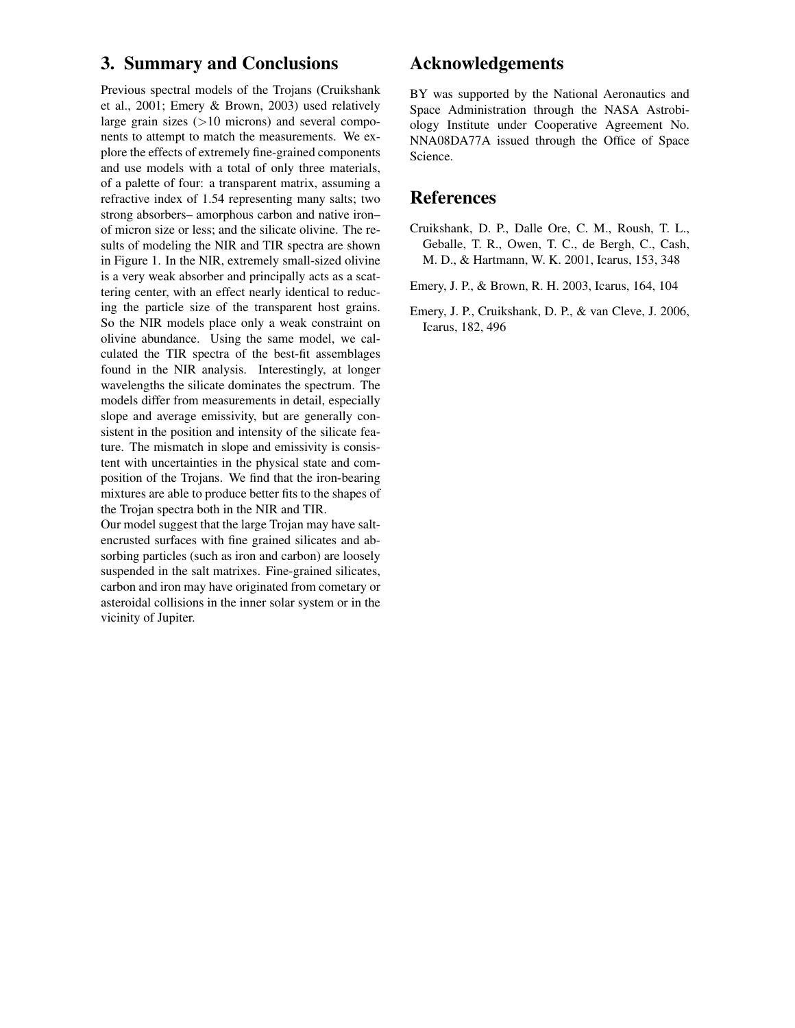## 3. Summary and Conclusions

Previous spectral models of the Trojans (Cruikshank et al., 2001; Emery & Brown, 2003) used relatively large grain sizes (>10 microns) and several components to attempt to match the measurements. We explore the effects of extremely fine-grained components and use models with a total of only three materials, of a palette of four: a transparent matrix, assuming a refractive index of 1.54 representing many salts; two strong absorbers– amorphous carbon and native iron– of micron size or less; and the silicate olivine. The results of modeling the NIR and TIR spectra are shown in Figure 1. In the NIR, extremely small-sized olivine is a very weak absorber and principally acts as a scattering center, with an effect nearly identical to reducing the particle size of the transparent host grains. So the NIR models place only a weak constraint on olivine abundance. Using the same model, we calculated the TIR spectra of the best-fit assemblages found in the NIR analysis. Interestingly, at longer wavelengths the silicate dominates the spectrum. The models differ from measurements in detail, especially slope and average emissivity, but are generally consistent in the position and intensity of the silicate feature. The mismatch in slope and emissivity is consistent with uncertainties in the physical state and composition of the Trojans. We find that the iron-bearing mixtures are able to produce better fits to the shapes of the Trojan spectra both in the NIR and TIR.

Our model suggest that the large Trojan may have salt-encrusted surfaces with fine grained silicates and absorbing particles (such as iron and carbon) are loosely suspended in the salt matrixes. Fine-grained silicates, carbon and iron may have originated from cometary or asteroidal collisions in the inner solar system or in the vicinity of Jupiter.

## Acknowledgements

BY was supported by the National Aeronautics and Space Administration through the NASA Astrobiology Institute under Cooperative Agreement No. NNA08DA77A issued through the Office of Space Science.

## References

Cruikshank, D. P., Dalle Ore, C. M., Roush, T. L., Geballe, T. R., Owen, T. C., de Bergh, C., Cash, M. D., & Hartmann, W. K. 2001, Icarus, 153, 348

Emery, J. P., & Brown, R. H. 2003, Icarus, 164, 104

Emery, J. P., Cruikshank, D. P., & van Cleve, J. 2006, Icarus, 182, 496